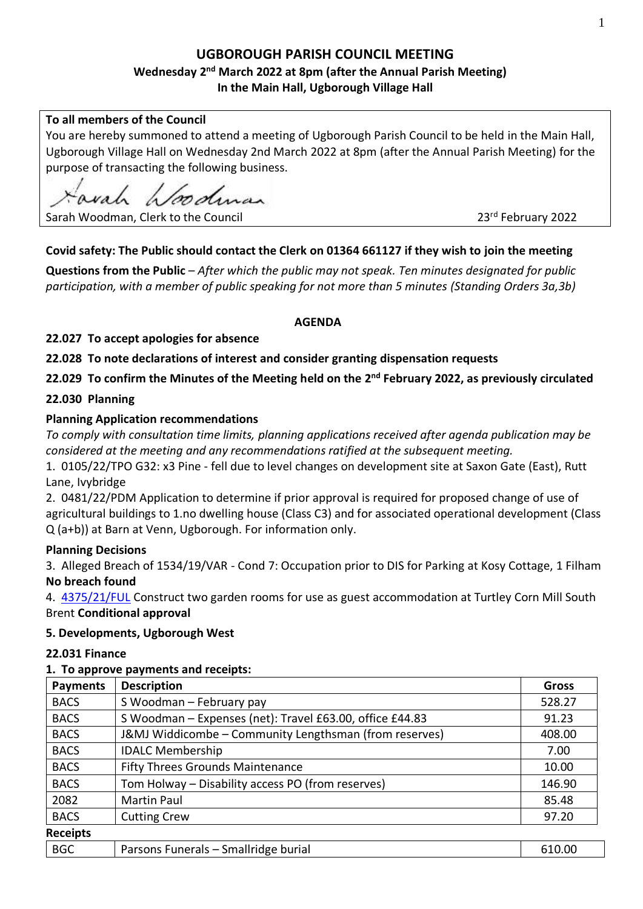# UGBOROUGH PARISH COUNCIL MEETING

## Wednesday 2nd March 2022 at 8pm (after the Annual Parish Meeting)

## In the Main Hall, Ugborough Village Hall

**To all members of the Council**

You are hereby summoned to attend a meeting of Ugborough Parish Council to be held in the Main Hall, Ugborough Village Hall on Wednesday 2nd March 2022 at 8pm (after the Annual Parish Meeting) for the purpose of transacting the following business.

Sarah Woodman, Clerk to the Council — 23rd February 2022

**Covid safety: The Public should contact the Clerk on 01364 661127 if they wish to join the meeting**

**Questions from the Public** – *After which the public may not speak. Ten minutes designated for public participation, with a member of public speaking for not more than 5 minutes (Standing Orders 3a,3b)*

**AGENDA**

**22.027 To accept apologies for absence**

**22.028 To note declarations of interest and consider granting dispensation requests**

**22.029 To confirm the Minutes of the Meeting held on the 2nd February 2022, as previously circulated**

**22.030 Planning**

**Planning Application recommendations**

*To comply with consultation time limits, planning applications received after agenda publication may be considered at the meeting and any recommendations ratified at the subsequent meeting.*

1. 0105/22/TPO G32: x3 Pine - fell due to level changes on development site at Saxon Gate (East), Rutt Lane, Ivybridge
2. 0481/22/PDM Application to determine if prior approval is required for proposed change of use of agricultural buildings to 1.no dwelling house (Class C3) and for associated operational development (Class Q (a+b)) at Barn at Venn, Ugborough. For information only.

**Planning Decisions**

3. Alleged Breach of 1534/19/VAR - Cond 7: Occupation prior to DIS for Parking at Kosy Cottage, 1 Filham **No breach found**
4. 4375/21/FUL Construct two garden rooms for use as guest accommodation at Turtley Corn Mill South Brent **Conditional approval**

**5. Developments, Ugborough West**

**22.031 Finance**

**1. To approve payments and receipts:**

| Payments | Description | Gross |
|---|---|---|
| BACS | S Woodman – February pay | 528.27 |
| BACS | S Woodman – Expenses (net): Travel £63.00, office £44.83 | 91.23 |
| BACS | J&MJ Widdicombe – Community Lengthsman (from reserves) | 408.00 |
| BACS | IDALC Membership | 7.00 |
| BACS | Fifty Threes Grounds Maintenance | 10.00 |
| BACS | Tom Holway – Disability access PO (from reserves) | 146.90 |
| 2082 | Martin Paul | 85.48 |
| BACS | Cutting Crew | 97.20 |
| **Receipts** | | |
| BGC | Parsons Funerals – Smallridge burial | 610.00 |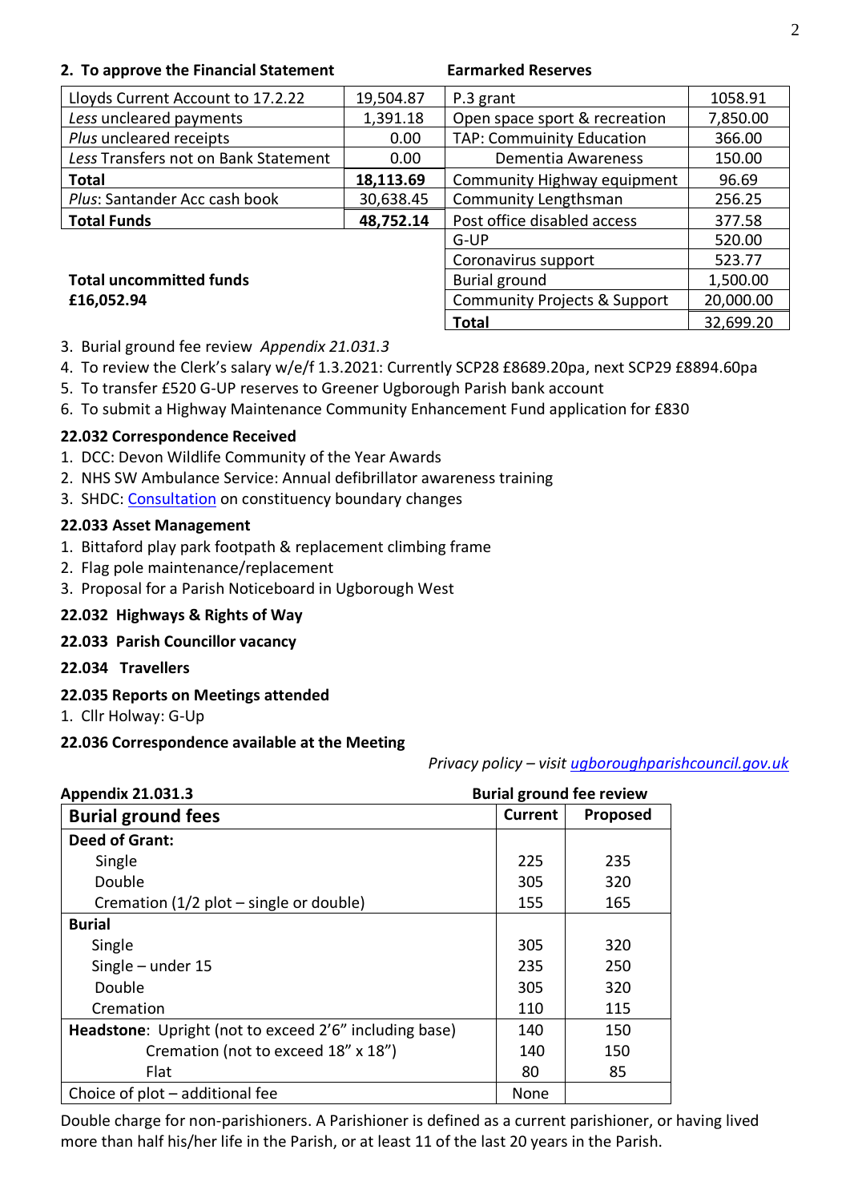**2. To approve the Financial Statement**

| | |
|---|---|
| Lloyds Current Account to 17.2.22 | 19,504.87 |
| *Less* uncleared payments | 1,391.18 |
| *Plus* uncleared receipts | 0.00 |
| *Less* Transfers not on Bank Statement | 0.00 |
| **Total** | **18,113.69** |
| *Plus*: Santander Acc cash book | 30,638.45 |
| **Total Funds** | **48,752.14** |

**Total uncommitted funds £16,052.94**

**Earmarked Reserves**

| | |
|---|---|
| P.3 grant | 1058.91 |
| Open space sport & recreation | 7,850.00 |
| TAP: Community Education | 366.00 |
| Dementia Awareness | 150.00 |
| Community Highway equipment | 96.69 |
| Community Lengthsman | 256.25 |
| Post office disabled access | 377.58 |
| G-UP | 520.00 |
| Coronavirus support | 523.77 |
| Burial ground | 1,500.00 |
| Community Projects & Support | 20,000.00 |
| **Total** | 32,699.20 |

3. Burial ground fee review *Appendix 21.031.3*
4. To review the Clerk's salary w/e/f 1.3.2021: Currently SCP28 £8689.20pa, next SCP29 £8894.60pa
5. To transfer £520 G-UP reserves to Greener Ugborough Parish bank account
6. To submit a Highway Maintenance Community Enhancement Fund application for £830

**22.032 Correspondence Received**

1. DCC: Devon Wildlife Community of the Year Awards
2. NHS SW Ambulance Service: Annual defibrillator awareness training
3. SHDC: Consultation on constituency boundary changes

**22.033 Asset Management**

1. Bittaford play park footpath & replacement climbing frame
2. Flag pole maintenance/replacement
3. Proposal for a Parish Noticeboard in Ugborough West

**22.032 Highways & Rights of Way**

**22.033 Parish Councillor vacancy**

**22.034 Travellers**

**22.035 Reports on Meetings attended**

1. Cllr Holway: G-Up

**22.036 Correspondence available at the Meeting**

*Privacy policy – visit ugboroughparishcouncil.gov.uk*

**Appendix 21.031.3** **Burial ground fee review**

| **Burial ground fees** | **Current** | **Proposed** |
|---|---|---|
| **Deed of Grant:** | | |
| Single | 225 | 235 |
| Double | 305 | 320 |
| Cremation (1/2 plot – single or double) | 155 | 165 |
| **Burial** | | |
| Single | 305 | 320 |
| Single – under 15 | 235 | 250 |
| Double | 305 | 320 |
| Cremation | 110 | 115 |
| **Headstone**: Upright (not to exceed 2'6" including base) | 140 | 150 |
| Cremation (not to exceed 18" x 18") | 140 | 150 |
| Flat | 80 | 85 |
| Choice of plot – additional fee | None | |

Double charge for non-parishioners. A Parishioner is defined as a current parishioner, or having lived more than half his/her life in the Parish, or at least 11 of the last 20 years in the Parish.